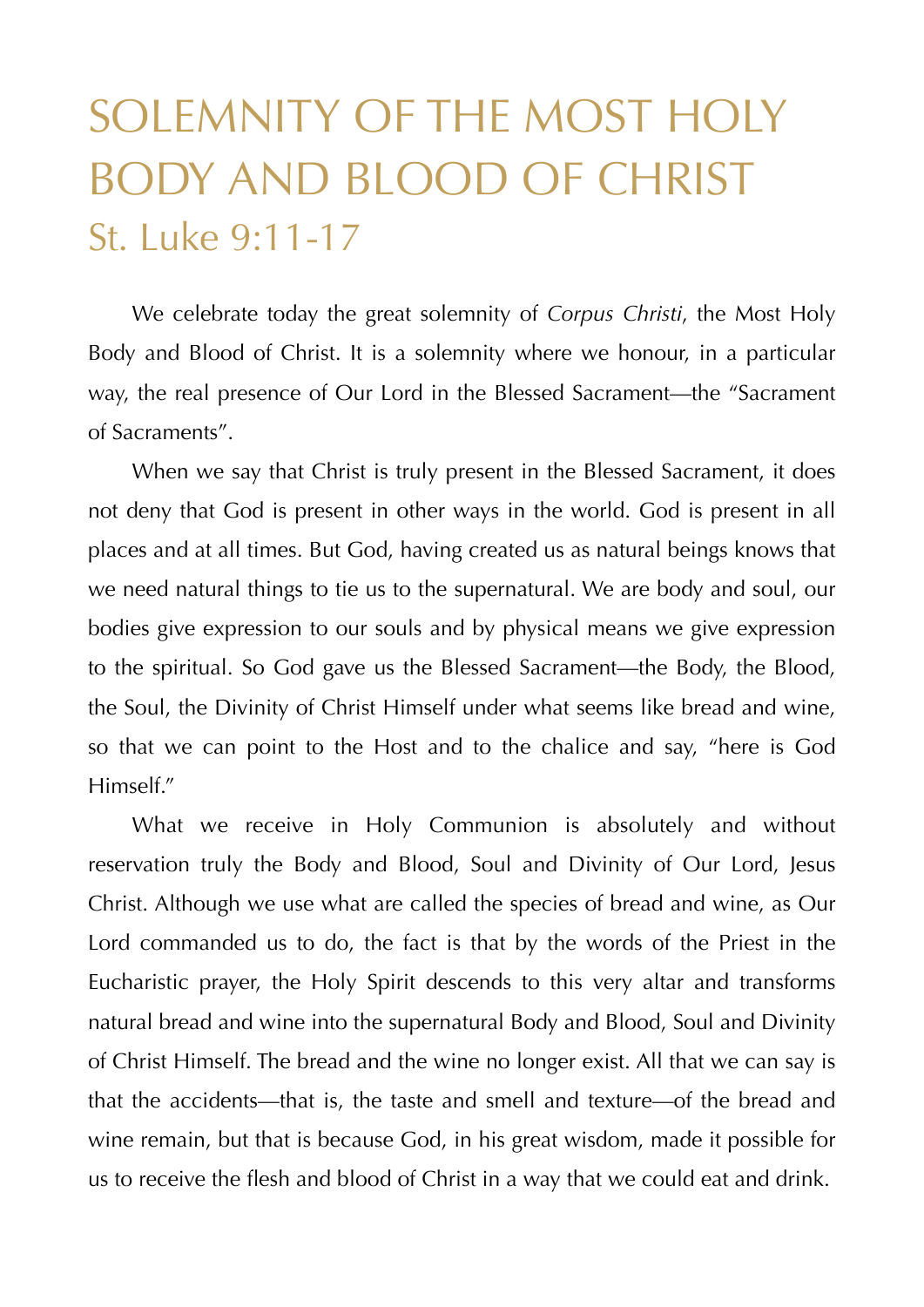# SOLEMNITY OF THE MOST HOLY BODY AND BLOOD OF CHRIST

## St. Luke 9:11-17

We celebrate today the great solemnity of *Corpus Christi*, the Most Holy Body and Blood of Christ. It is a solemnity where we honour, in a particular way, the real presence of Our Lord in the Blessed Sacrament—the "Sacrament of Sacraments".

When we say that Christ is truly present in the Blessed Sacrament, it does not deny that God is present in other ways in the world. God is present in all places and at all times. But God, having created us as natural beings knows that we need natural things to tie us to the supernatural. We are body and soul, our bodies give expression to our souls and by physical means we give expression to the spiritual. So God gave us the Blessed Sacrament—the Body, the Blood, the Soul, the Divinity of Christ Himself under what seems like bread and wine, so that we can point to the Host and to the chalice and say, "here is God Himself."

What we receive in Holy Communion is absolutely and without reservation truly the Body and Blood, Soul and Divinity of Our Lord, Jesus Christ. Although we use what are called the species of bread and wine, as Our Lord commanded us to do, the fact is that by the words of the Priest in the Eucharistic prayer, the Holy Spirit descends to this very altar and transforms natural bread and wine into the supernatural Body and Blood, Soul and Divinity of Christ Himself. The bread and the wine no longer exist. All that we can say is that the accidents—that is, the taste and smell and texture—of the bread and wine remain, but that is because God, in his great wisdom, made it possible for us to receive the flesh and blood of Christ in a way that we could eat and drink.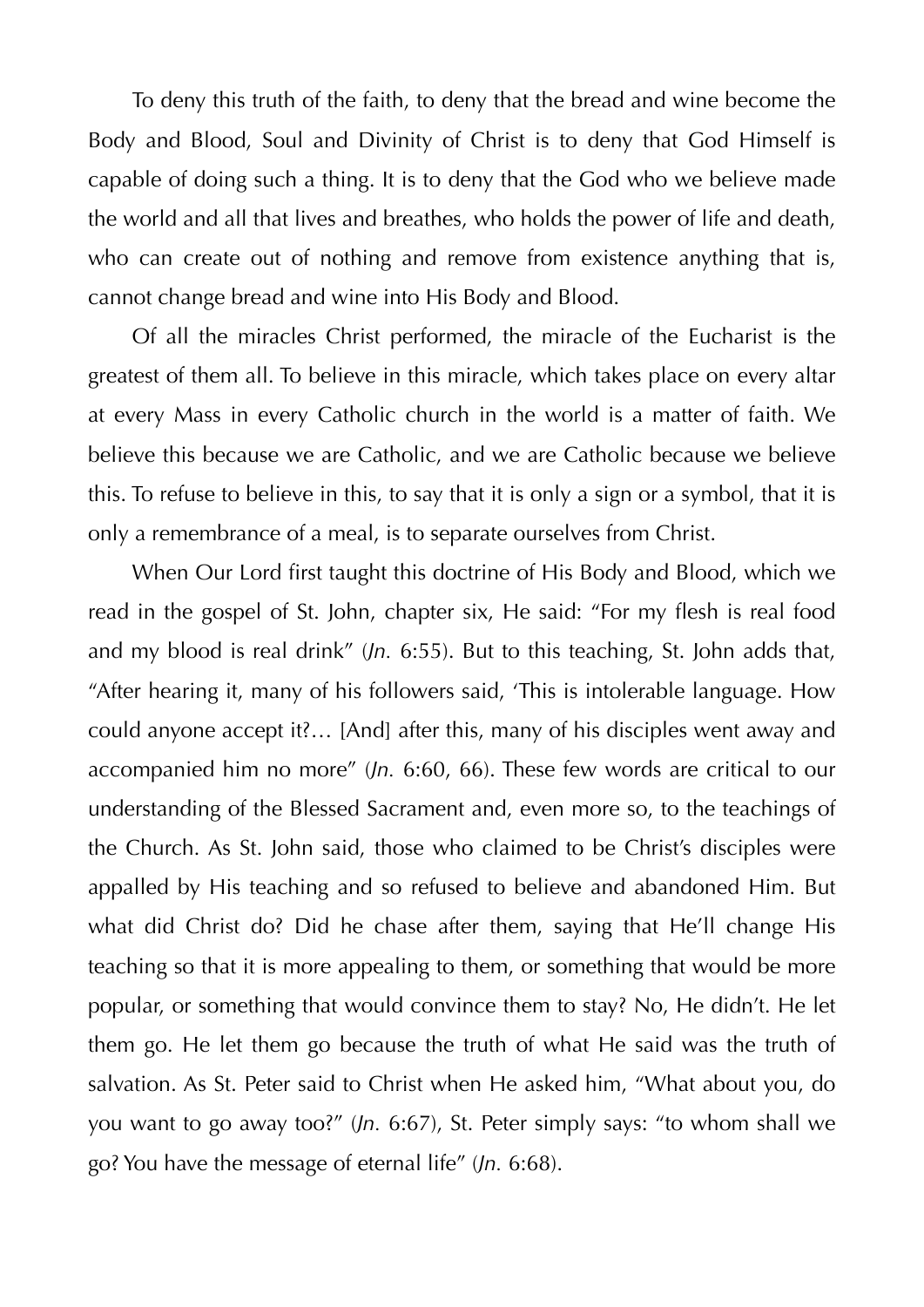To deny this truth of the faith, to deny that the bread and wine become the Body and Blood, Soul and Divinity of Christ is to deny that God Himself is capable of doing such a thing. It is to deny that the God who we believe made the world and all that lives and breathes, who holds the power of life and death, who can create out of nothing and remove from existence anything that is, cannot change bread and wine into His Body and Blood.

Of all the miracles Christ performed, the miracle of the Eucharist is the greatest of them all. To believe in this miracle, which takes place on every altar at every Mass in every Catholic church in the world is a matter of faith. We believe this because we are Catholic, and we are Catholic because we believe this. To refuse to believe in this, to say that it is only a sign or a symbol, that it is only a remembrance of a meal, is to separate ourselves from Christ.

When Our Lord first taught this doctrine of His Body and Blood, which we read in the gospel of St. John, chapter six, He said: "For my flesh is real food and my blood is real drink" (*Jn.* 6:55). But to this teaching, St. John adds that, "After hearing it, many of his followers said, 'This is intolerable language. How could anyone accept it?… [And] after this, many of his disciples went away and accompanied him no more" (*Jn.* 6:60, 66). These few words are critical to our understanding of the Blessed Sacrament and, even more so, to the teachings of the Church. As St. John said, those who claimed to be Christ's disciples were appalled by His teaching and so refused to believe and abandoned Him. But what did Christ do? Did he chase after them, saying that He'll change His teaching so that it is more appealing to them, or something that would be more popular, or something that would convince them to stay? No, He didn't. He let them go. He let them go because the truth of what He said was the truth of salvation. As St. Peter said to Christ when He asked him, "What about you, do you want to go away too?" (*Jn.* 6:67), St. Peter simply says: "to whom shall we go? You have the message of eternal life" (*Jn.* 6:68).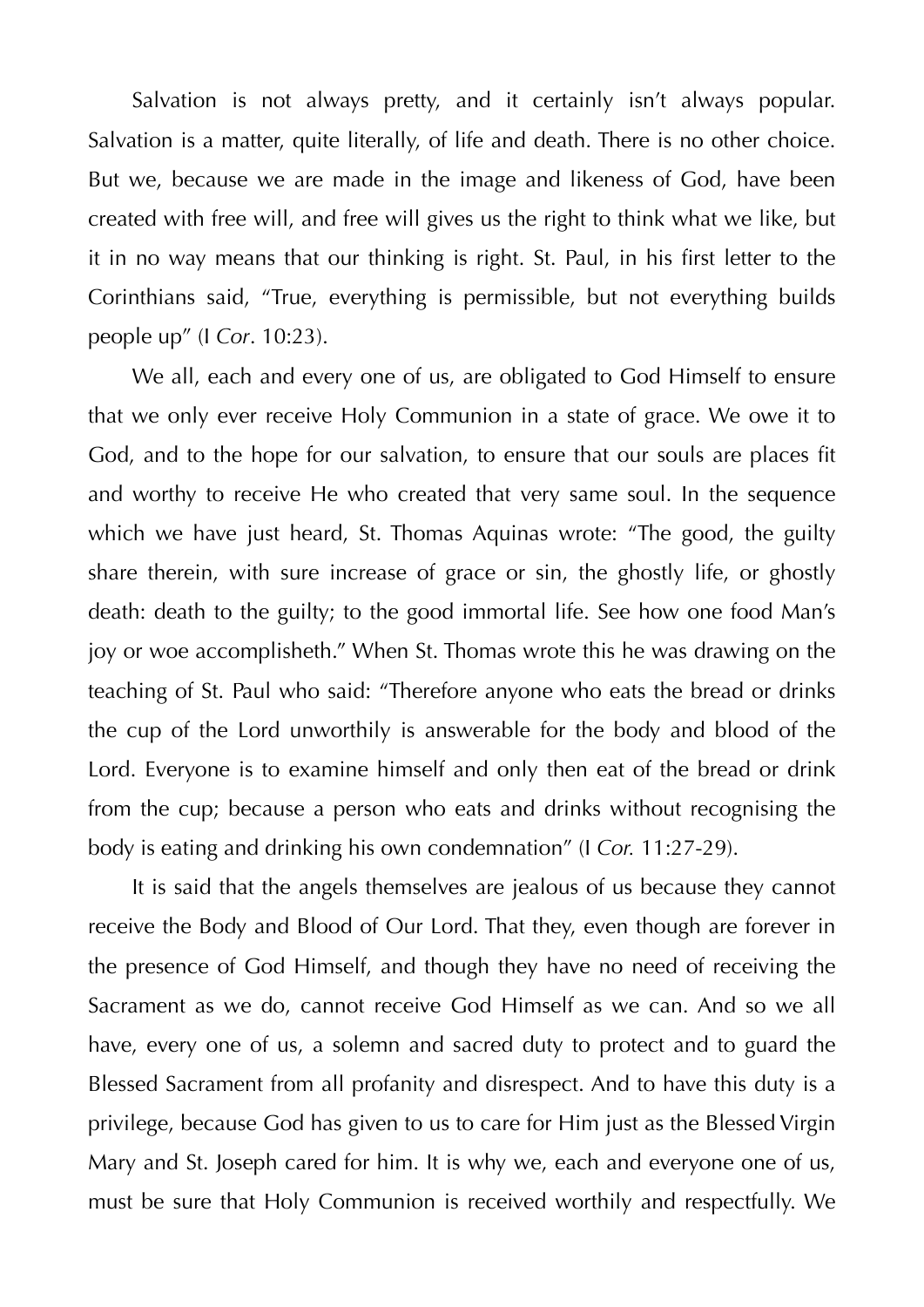Salvation is not always pretty, and it certainly isn't always popular. Salvation is a matter, quite literally, of life and death. There is no other choice. But we, because we are made in the image and likeness of God, have been created with free will, and free will gives us the right to think what we like, but it in no way means that our thinking is right. St. Paul, in his first letter to the Corinthians said, "True, everything is permissible, but not everything builds people up" (I *Cor*. 10:23).

We all, each and every one of us, are obligated to God Himself to ensure that we only ever receive Holy Communion in a state of grace. We owe it to God, and to the hope for our salvation, to ensure that our souls are places fit and worthy to receive He who created that very same soul. In the sequence which we have just heard, St. Thomas Aquinas wrote: "The good, the guilty share therein, with sure increase of grace or sin, the ghostly life, or ghostly death: death to the guilty; to the good immortal life. See how one food Man's joy or woe accomplisheth." When St. Thomas wrote this he was drawing on the teaching of St. Paul who said: "Therefore anyone who eats the bread or drinks the cup of the Lord unworthily is answerable for the body and blood of the Lord. Everyone is to examine himself and only then eat of the bread or drink from the cup; because a person who eats and drinks without recognising the body is eating and drinking his own condemnation" (I *Cor.* 11:27-29).

It is said that the angels themselves are jealous of us because they cannot receive the Body and Blood of Our Lord. That they, even though are forever in the presence of God Himself, and though they have no need of receiving the Sacrament as we do, cannot receive God Himself as we can. And so we all have, every one of us, a solemn and sacred duty to protect and to guard the Blessed Sacrament from all profanity and disrespect. And to have this duty is a privilege, because God has given to us to care for Him just as the Blessed Virgin Mary and St. Joseph cared for him. It is why we, each and everyone one of us, must be sure that Holy Communion is received worthily and respectfully. We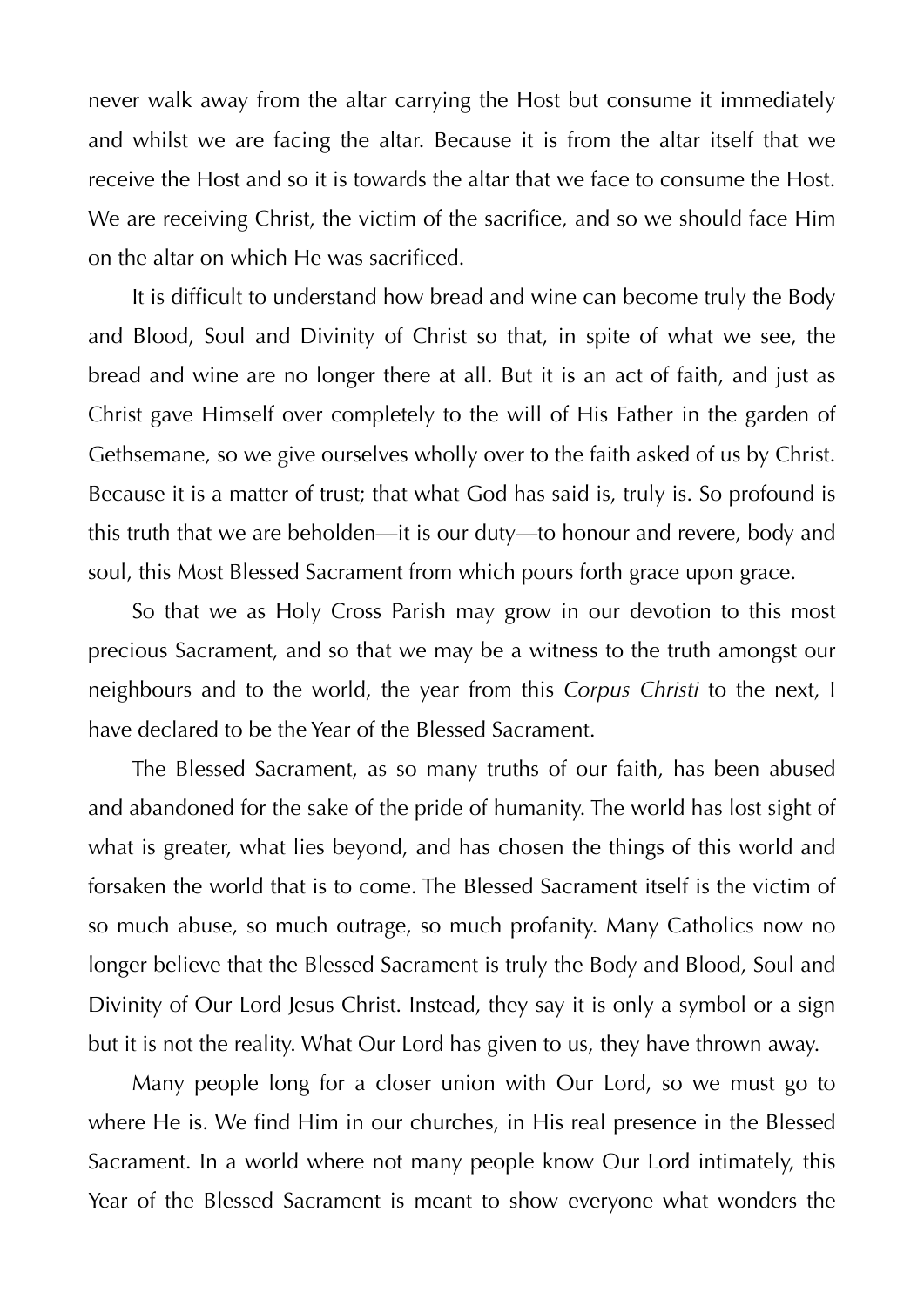never walk away from the altar carrying the Host but consume it immediately and whilst we are facing the altar. Because it is from the altar itself that we receive the Host and so it is towards the altar that we face to consume the Host. We are receiving Christ, the victim of the sacrifice, and so we should face Him on the altar on which He was sacrificed.

It is difficult to understand how bread and wine can become truly the Body and Blood, Soul and Divinity of Christ so that, in spite of what we see, the bread and wine are no longer there at all. But it is an act of faith, and just as Christ gave Himself over completely to the will of His Father in the garden of Gethsemane, so we give ourselves wholly over to the faith asked of us by Christ. Because it is a matter of trust; that what God has said is, truly is. So profound is this truth that we are beholden—it is our duty—to honour and revere, body and soul, this Most Blessed Sacrament from which pours forth grace upon grace.

So that we as Holy Cross Parish may grow in our devotion to this most precious Sacrament, and so that we may be a witness to the truth amongst our neighbours and to the world, the year from this *Corpus Christi* to the next, I have declared to be the Year of the Blessed Sacrament.

The Blessed Sacrament, as so many truths of our faith, has been abused and abandoned for the sake of the pride of humanity. The world has lost sight of what is greater, what lies beyond, and has chosen the things of this world and forsaken the world that is to come. The Blessed Sacrament itself is the victim of so much abuse, so much outrage, so much profanity. Many Catholics now no longer believe that the Blessed Sacrament is truly the Body and Blood, Soul and Divinity of Our Lord Jesus Christ. Instead, they say it is only a symbol or a sign but it is not the reality. What Our Lord has given to us, they have thrown away.

Many people long for a closer union with Our Lord, so we must go to where He is. We find Him in our churches, in His real presence in the Blessed Sacrament. In a world where not many people know Our Lord intimately, this Year of the Blessed Sacrament is meant to show everyone what wonders the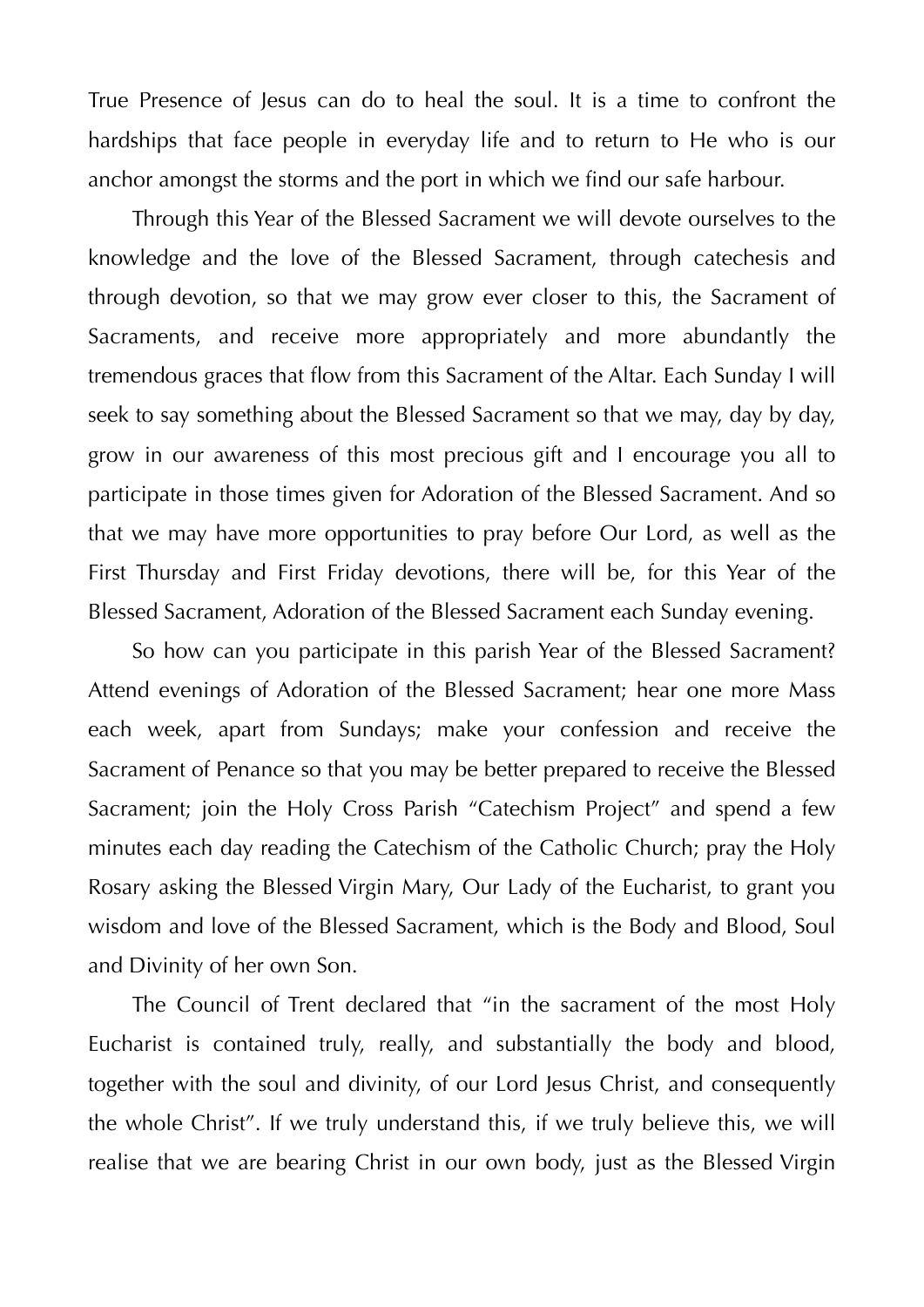True Presence of Jesus can do to heal the soul. It is a time to confront the hardships that face people in everyday life and to return to He who is our anchor amongst the storms and the port in which we find our safe harbour.

Through this Year of the Blessed Sacrament we will devote ourselves to the knowledge and the love of the Blessed Sacrament, through catechesis and through devotion, so that we may grow ever closer to this, the Sacrament of Sacraments, and receive more appropriately and more abundantly the tremendous graces that flow from this Sacrament of the Altar. Each Sunday I will seek to say something about the Blessed Sacrament so that we may, day by day, grow in our awareness of this most precious gift and I encourage you all to participate in those times given for Adoration of the Blessed Sacrament. And so that we may have more opportunities to pray before Our Lord, as well as the First Thursday and First Friday devotions, there will be, for this Year of the Blessed Sacrament, Adoration of the Blessed Sacrament each Sunday evening.

So how can you participate in this parish Year of the Blessed Sacrament? Attend evenings of Adoration of the Blessed Sacrament; hear one more Mass each week, apart from Sundays; make your confession and receive the Sacrament of Penance so that you may be better prepared to receive the Blessed Sacrament; join the Holy Cross Parish "Catechism Project" and spend a few minutes each day reading the Catechism of the Catholic Church; pray the Holy Rosary asking the Blessed Virgin Mary, Our Lady of the Eucharist, to grant you wisdom and love of the Blessed Sacrament, which is the Body and Blood, Soul and Divinity of her own Son.

The Council of Trent declared that "in the sacrament of the most Holy Eucharist is contained truly, really, and substantially the body and blood, together with the soul and divinity, of our Lord Jesus Christ, and consequently the whole Christ". If we truly understand this, if we truly believe this, we will realise that we are bearing Christ in our own body, just as the Blessed Virgin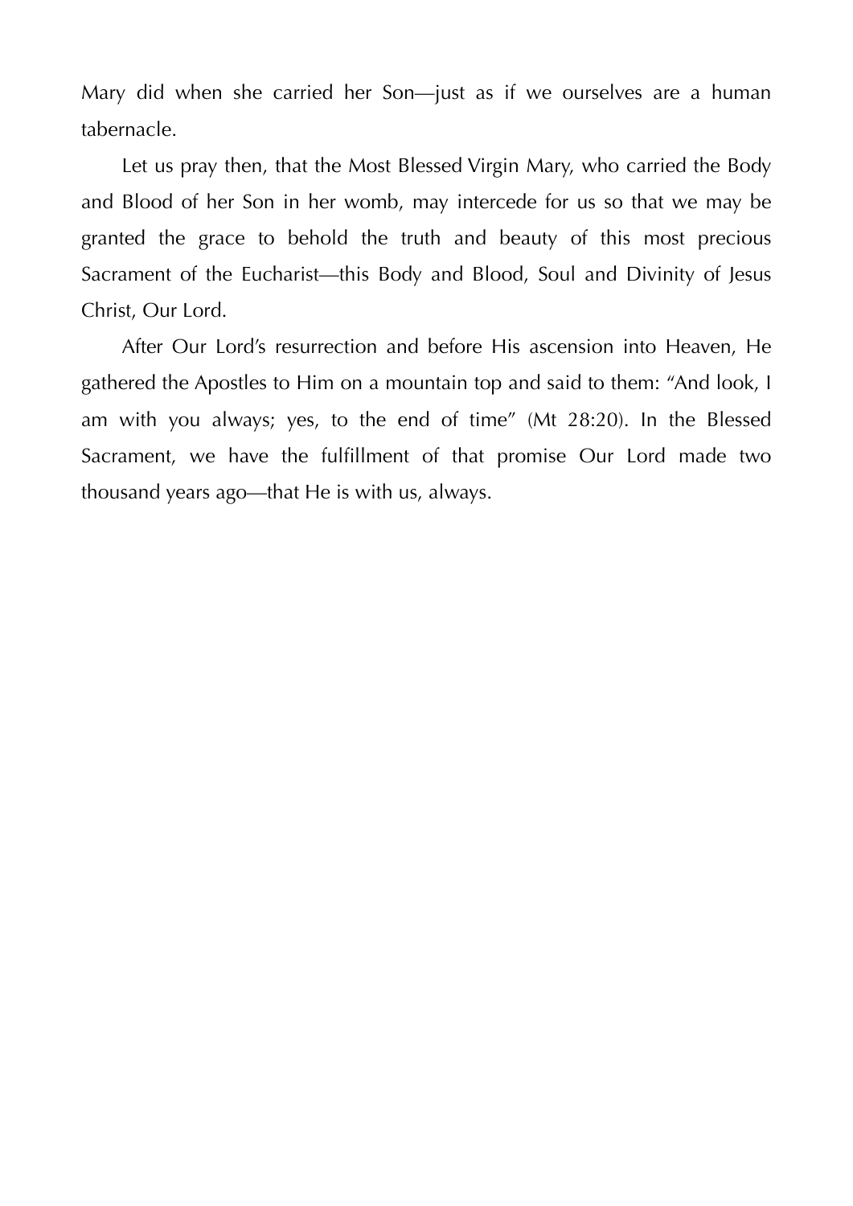Mary did when she carried her Son—just as if we ourselves are a human tabernacle.

Let us pray then, that the Most Blessed Virgin Mary, who carried the Body and Blood of her Son in her womb, may intercede for us so that we may be granted the grace to behold the truth and beauty of this most precious Sacrament of the Eucharist—this Body and Blood, Soul and Divinity of Jesus Christ, Our Lord.

After Our Lord's resurrection and before His ascension into Heaven, He gathered the Apostles to Him on a mountain top and said to them: "And look, I am with you always; yes, to the end of time" (Mt 28:20). In the Blessed Sacrament, we have the fulfillment of that promise Our Lord made two thousand years ago—that He is with us, always.